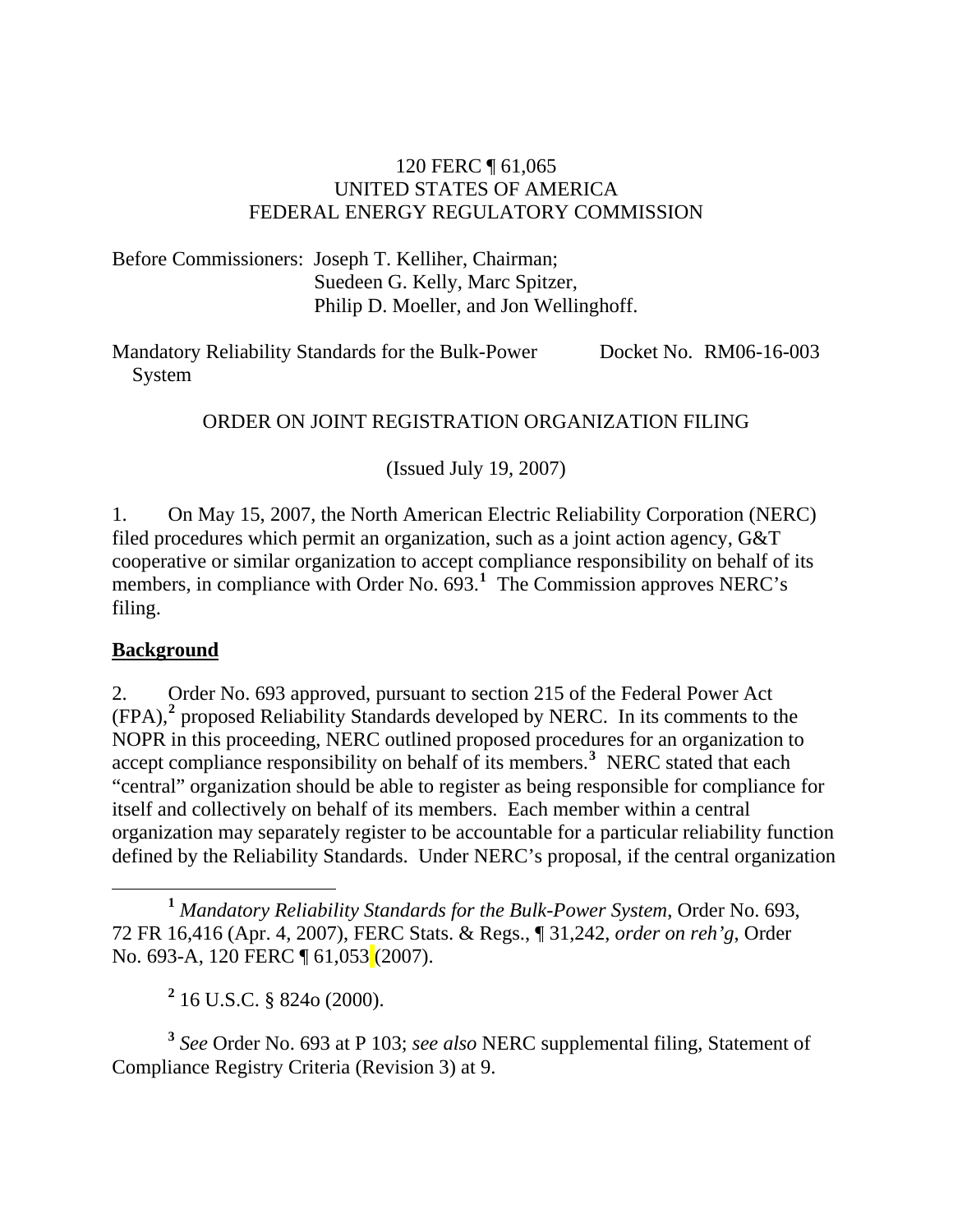120 FERC ¶ 61,065
UNITED STATES OF AMERICA
FEDERAL ENERGY REGULATORY COMMISSION

Before Commissioners: Joseph T. Kelliher, Chairman;
Suedeen G. Kelly, Marc Spitzer,
Philip D. Moeller, and Jon Wellinghoff.

Mandatory Reliability Standards for the Bulk-Power System — Docket No. RM06-16-003

ORDER ON JOINT REGISTRATION ORGANIZATION FILING

(Issued July 19, 2007)

1. On May 15, 2007, the North American Electric Reliability Corporation (NERC) filed procedures which permit an organization, such as a joint action agency, G&T cooperative or similar organization to accept compliance responsibility on behalf of its members, in compliance with Order No. 693.[1] The Commission approves NERC's filing.

**Background**

2. Order No. 693 approved, pursuant to section 215 of the Federal Power Act (FPA),[2] proposed Reliability Standards developed by NERC. In its comments to the NOPR in this proceeding, NERC outlined proposed procedures for an organization to accept compliance responsibility on behalf of its members.[3] NERC stated that each "central" organization should be able to register as being responsible for compliance for itself and collectively on behalf of its members. Each member within a central organization may separately register to be accountable for a particular reliability function defined by the Reliability Standards. Under NERC's proposal, if the central organization

[1] *Mandatory Reliability Standards for the Bulk-Power System*, Order No. 693, 72 FR 16,416 (Apr. 4, 2007), FERC Stats. & Regs., ¶ 31,242, *order on reh'g*, Order No. 693-A, 120 FERC ¶ 61,053 (2007).

[2] 16 U.S.C. § 824o (2000).

[3] *See* Order No. 693 at P 103; *see also* NERC supplemental filing, Statement of Compliance Registry Criteria (Revision 3) at 9.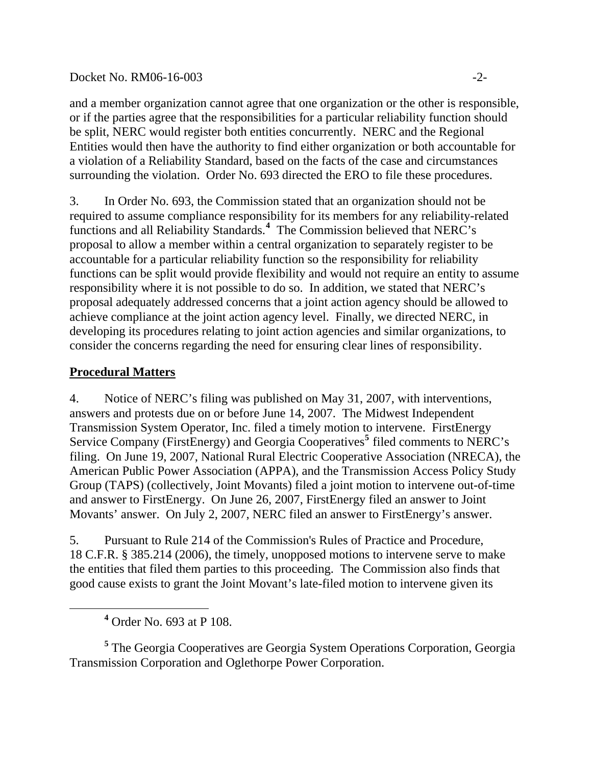and a member organization cannot agree that one organization or the other is responsible, or if the parties agree that the responsibilities for a particular reliability function should be split, NERC would register both entities concurrently. NERC and the Regional Entities would then have the authority to find either organization or both accountable for a violation of a Reliability Standard, based on the facts of the case and circumstances surrounding the violation. Order No. 693 directed the ERO to file these procedures.

3. In Order No. 693, the Commission stated that an organization should not be required to assume compliance responsibility for its members for any reliability-related functions and all Reliability Standards.[4] The Commission believed that NERC's proposal to allow a member within a central organization to separately register to be accountable for a particular reliability function so the responsibility for reliability functions can be split would provide flexibility and would not require an entity to assume responsibility where it is not possible to do so. In addition, we stated that NERC's proposal adequately addressed concerns that a joint action agency should be allowed to achieve compliance at the joint action agency level. Finally, we directed NERC, in developing its procedures relating to joint action agencies and similar organizations, to consider the concerns regarding the need for ensuring clear lines of responsibility.

**Procedural Matters**

4. Notice of NERC's filing was published on May 31, 2007, with interventions, answers and protests due on or before June 14, 2007. The Midwest Independent Transmission System Operator, Inc. filed a timely motion to intervene. FirstEnergy Service Company (FirstEnergy) and Georgia Cooperatives[5] filed comments to NERC's filing. On June 19, 2007, National Rural Electric Cooperative Association (NRECA), the American Public Power Association (APPA), and the Transmission Access Policy Study Group (TAPS) (collectively, Joint Movants) filed a joint motion to intervene out-of-time and answer to FirstEnergy. On June 26, 2007, FirstEnergy filed an answer to Joint Movants' answer. On July 2, 2007, NERC filed an answer to FirstEnergy's answer.

5. Pursuant to Rule 214 of the Commission's Rules of Practice and Procedure, 18 C.F.R. § 385.214 (2006), the timely, unopposed motions to intervene serve to make the entities that filed them parties to this proceeding. The Commission also finds that good cause exists to grant the Joint Movant's late-filed motion to intervene given its

[4] Order No. 693 at P 108.

[5] The Georgia Cooperatives are Georgia System Operations Corporation, Georgia Transmission Corporation and Oglethorpe Power Corporation.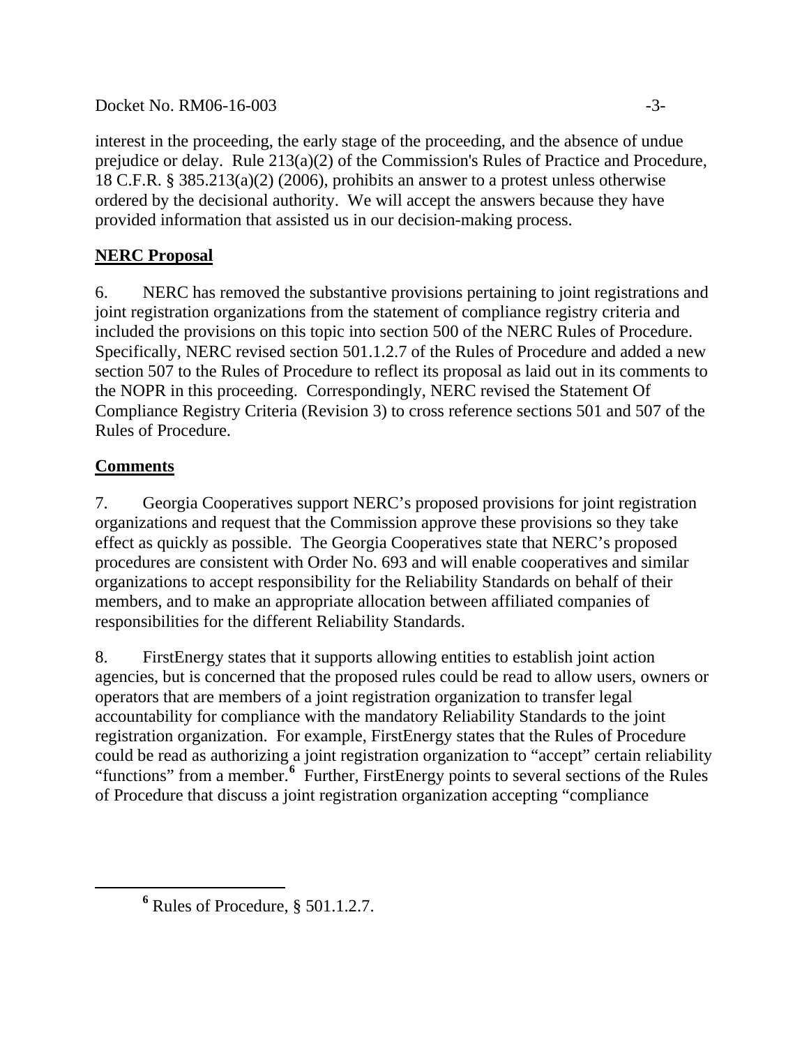interest in the proceeding, the early stage of the proceeding, and the absence of undue prejudice or delay. Rule 213(a)(2) of the Commission's Rules of Practice and Procedure, 18 C.F.R. § 385.213(a)(2) (2006), prohibits an answer to a protest unless otherwise ordered by the decisional authority. We will accept the answers because they have provided information that assisted us in our decision-making process.

## NERC Proposal

6. NERC has removed the substantive provisions pertaining to joint registrations and joint registration organizations from the statement of compliance registry criteria and included the provisions on this topic into section 500 of the NERC Rules of Procedure. Specifically, NERC revised section 501.1.2.7 of the Rules of Procedure and added a new section 507 to the Rules of Procedure to reflect its proposal as laid out in its comments to the NOPR in this proceeding. Correspondingly, NERC revised the Statement Of Compliance Registry Criteria (Revision 3) to cross reference sections 501 and 507 of the Rules of Procedure.

## Comments

7. Georgia Cooperatives support NERC's proposed provisions for joint registration organizations and request that the Commission approve these provisions so they take effect as quickly as possible. The Georgia Cooperatives state that NERC's proposed procedures are consistent with Order No. 693 and will enable cooperatives and similar organizations to accept responsibility for the Reliability Standards on behalf of their members, and to make an appropriate allocation between affiliated companies of responsibilities for the different Reliability Standards.

8. FirstEnergy states that it supports allowing entities to establish joint action agencies, but is concerned that the proposed rules could be read to allow users, owners or operators that are members of a joint registration organization to transfer legal accountability for compliance with the mandatory Reliability Standards to the joint registration organization. For example, FirstEnergy states that the Rules of Procedure could be read as authorizing a joint registration organization to "accept" certain reliability "functions" from a member.[6] Further, FirstEnergy points to several sections of the Rules of Procedure that discuss a joint registration organization accepting "compliance

[6] Rules of Procedure, § 501.1.2.7.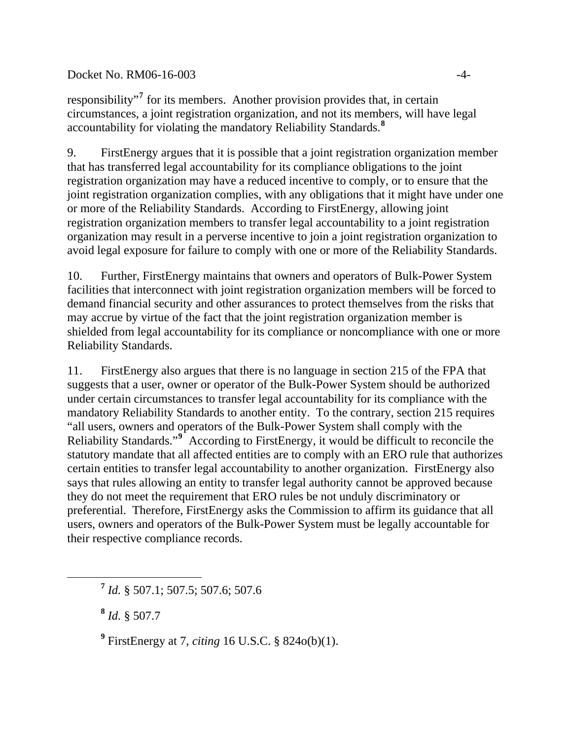responsibility"[7] for its members. Another provision provides that, in certain circumstances, a joint registration organization, and not its members, will have legal accountability for violating the mandatory Reliability Standards.[8]

9. FirstEnergy argues that it is possible that a joint registration organization member that has transferred legal accountability for its compliance obligations to the joint registration organization may have a reduced incentive to comply, or to ensure that the joint registration organization complies, with any obligations that it might have under one or more of the Reliability Standards. According to FirstEnergy, allowing joint registration organization members to transfer legal accountability to a joint registration organization may result in a perverse incentive to join a joint registration organization to avoid legal exposure for failure to comply with one or more of the Reliability Standards.

10. Further, FirstEnergy maintains that owners and operators of Bulk-Power System facilities that interconnect with joint registration organization members will be forced to demand financial security and other assurances to protect themselves from the risks that may accrue by virtue of the fact that the joint registration organization member is shielded from legal accountability for its compliance or noncompliance with one or more Reliability Standards.

11. FirstEnergy also argues that there is no language in section 215 of the FPA that suggests that a user, owner or operator of the Bulk-Power System should be authorized under certain circumstances to transfer legal accountability for its compliance with the mandatory Reliability Standards to another entity. To the contrary, section 215 requires "all users, owners and operators of the Bulk-Power System shall comply with the Reliability Standards."[9] According to FirstEnergy, it would be difficult to reconcile the statutory mandate that all affected entities are to comply with an ERO rule that authorizes certain entities to transfer legal accountability to another organization. FirstEnergy also says that rules allowing an entity to transfer legal authority cannot be approved because they do not meet the requirement that ERO rules be not unduly discriminatory or preferential. Therefore, FirstEnergy asks the Commission to affirm its guidance that all users, owners and operators of the Bulk-Power System must be legally accountable for their respective compliance records.

---

[7] *Id.* § 507.1; 507.5; 507.6; 507.6

[8] *Id.* § 507.7

[9] FirstEnergy at 7, *citing* 16 U.S.C. § 824o(b)(1).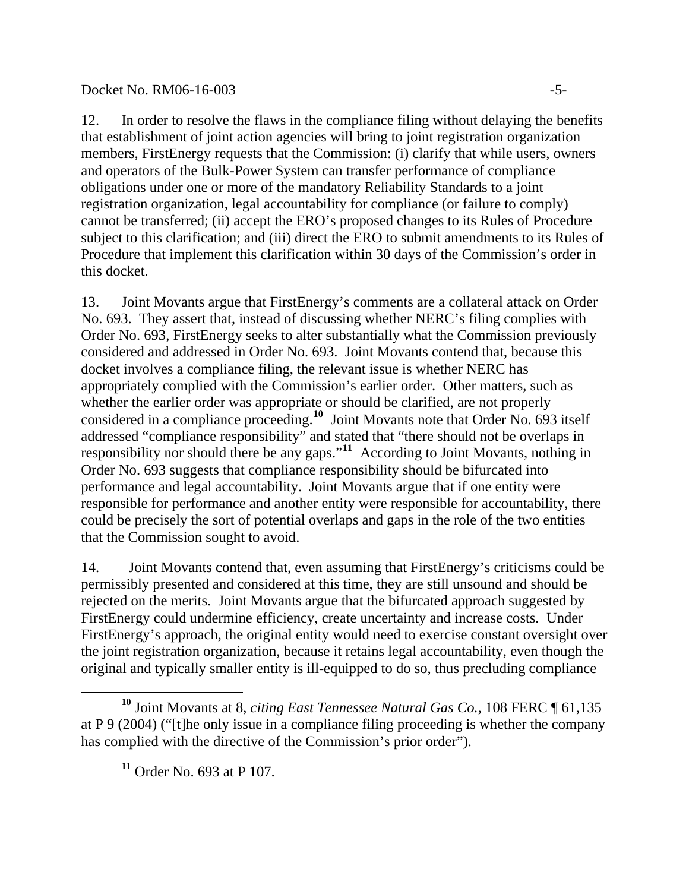12. In order to resolve the flaws in the compliance filing without delaying the benefits that establishment of joint action agencies will bring to joint registration organization members, FirstEnergy requests that the Commission: (i) clarify that while users, owners and operators of the Bulk-Power System can transfer performance of compliance obligations under one or more of the mandatory Reliability Standards to a joint registration organization, legal accountability for compliance (or failure to comply) cannot be transferred; (ii) accept the ERO's proposed changes to its Rules of Procedure subject to this clarification; and (iii) direct the ERO to submit amendments to its Rules of Procedure that implement this clarification within 30 days of the Commission's order in this docket.

13. Joint Movants argue that FirstEnergy's comments are a collateral attack on Order No. 693. They assert that, instead of discussing whether NERC's filing complies with Order No. 693, FirstEnergy seeks to alter substantially what the Commission previously considered and addressed in Order No. 693. Joint Movants contend that, because this docket involves a compliance filing, the relevant issue is whether NERC has appropriately complied with the Commission's earlier order. Other matters, such as whether the earlier order was appropriate or should be clarified, are not properly considered in a compliance proceeding.[10] Joint Movants note that Order No. 693 itself addressed "compliance responsibility" and stated that "there should not be overlaps in responsibility nor should there be any gaps."[11] According to Joint Movants, nothing in Order No. 693 suggests that compliance responsibility should be bifurcated into performance and legal accountability. Joint Movants argue that if one entity were responsible for performance and another entity were responsible for accountability, there could be precisely the sort of potential overlaps and gaps in the role of the two entities that the Commission sought to avoid.

14. Joint Movants contend that, even assuming that FirstEnergy's criticisms could be permissibly presented and considered at this time, they are still unsound and should be rejected on the merits. Joint Movants argue that the bifurcated approach suggested by FirstEnergy could undermine efficiency, create uncertainty and increase costs. Under FirstEnergy's approach, the original entity would need to exercise constant oversight over the joint registration organization, because it retains legal accountability, even though the original and typically smaller entity is ill-equipped to do so, thus precluding compliance

[10] Joint Movants at 8, *citing East Tennessee Natural Gas Co.*, 108 FERC ¶ 61,135 at P 9 (2004) ("[t]he only issue in a compliance filing proceeding is whether the company has complied with the directive of the Commission's prior order").

[11] Order No. 693 at P 107.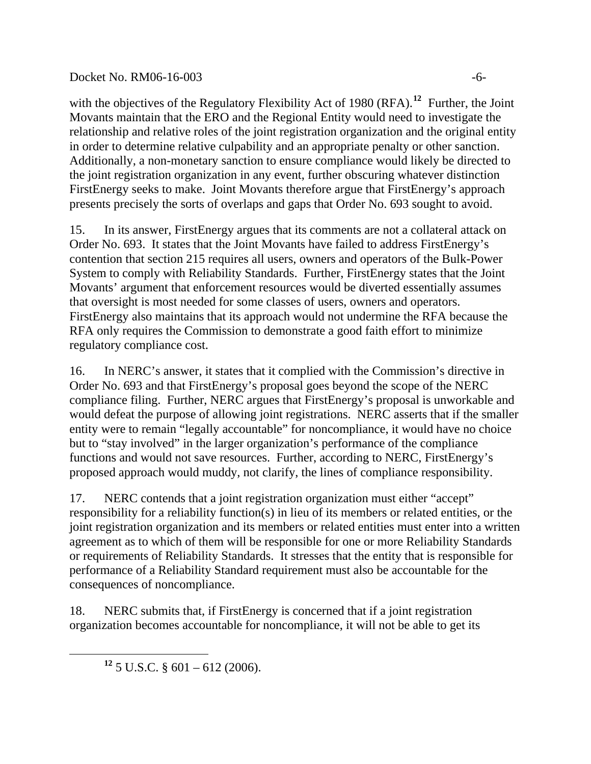with the objectives of the Regulatory Flexibility Act of 1980 (RFA).[12] Further, the Joint Movants maintain that the ERO and the Regional Entity would need to investigate the relationship and relative roles of the joint registration organization and the original entity in order to determine relative culpability and an appropriate penalty or other sanction. Additionally, a non-monetary sanction to ensure compliance would likely be directed to the joint registration organization in any event, further obscuring whatever distinction FirstEnergy seeks to make. Joint Movants therefore argue that FirstEnergy's approach presents precisely the sorts of overlaps and gaps that Order No. 693 sought to avoid.

15. In its answer, FirstEnergy argues that its comments are not a collateral attack on Order No. 693. It states that the Joint Movants have failed to address FirstEnergy's contention that section 215 requires all users, owners and operators of the Bulk-Power System to comply with Reliability Standards. Further, FirstEnergy states that the Joint Movants' argument that enforcement resources would be diverted essentially assumes that oversight is most needed for some classes of users, owners and operators. FirstEnergy also maintains that its approach would not undermine the RFA because the RFA only requires the Commission to demonstrate a good faith effort to minimize regulatory compliance cost.

16. In NERC's answer, it states that it complied with the Commission's directive in Order No. 693 and that FirstEnergy's proposal goes beyond the scope of the NERC compliance filing. Further, NERC argues that FirstEnergy's proposal is unworkable and would defeat the purpose of allowing joint registrations. NERC asserts that if the smaller entity were to remain "legally accountable" for noncompliance, it would have no choice but to "stay involved" in the larger organization's performance of the compliance functions and would not save resources. Further, according to NERC, FirstEnergy's proposed approach would muddy, not clarify, the lines of compliance responsibility.

17. NERC contends that a joint registration organization must either "accept" responsibility for a reliability function(s) in lieu of its members or related entities, or the joint registration organization and its members or related entities must enter into a written agreement as to which of them will be responsible for one or more Reliability Standards or requirements of Reliability Standards. It stresses that the entity that is responsible for performance of a Reliability Standard requirement must also be accountable for the consequences of noncompliance.

18. NERC submits that, if FirstEnergy is concerned that if a joint registration organization becomes accountable for noncompliance, it will not be able to get its

[12] 5 U.S.C. § 601 – 612 (2006).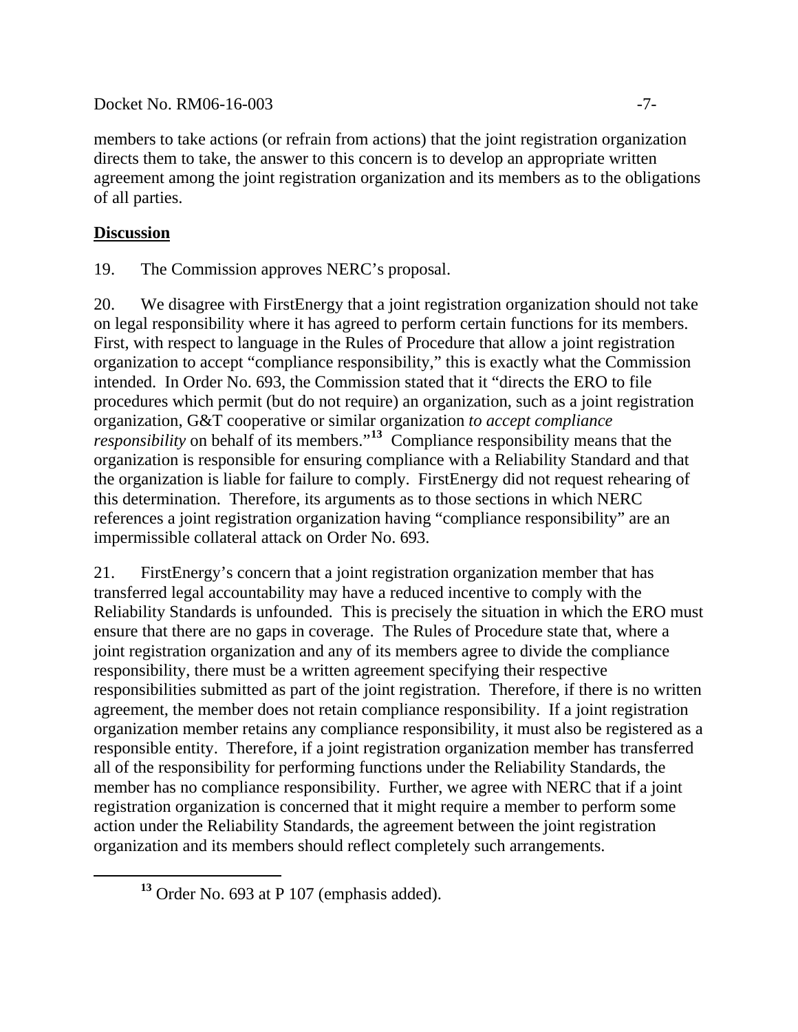members to take actions (or refrain from actions) that the joint registration organization directs them to take, the answer to this concern is to develop an appropriate written agreement among the joint registration organization and its members as to the obligations of all parties.

## Discussion

19. The Commission approves NERC's proposal.

20. We disagree with FirstEnergy that a joint registration organization should not take on legal responsibility where it has agreed to perform certain functions for its members. First, with respect to language in the Rules of Procedure that allow a joint registration organization to accept "compliance responsibility," this is exactly what the Commission intended. In Order No. 693, the Commission stated that it "directs the ERO to file procedures which permit (but do not require) an organization, such as a joint registration organization, G&T cooperative or similar organization *to accept compliance responsibility* on behalf of its members."[13] Compliance responsibility means that the organization is responsible for ensuring compliance with a Reliability Standard and that the organization is liable for failure to comply. FirstEnergy did not request rehearing of this determination. Therefore, its arguments as to those sections in which NERC references a joint registration organization having "compliance responsibility" are an impermissible collateral attack on Order No. 693.

21. FirstEnergy's concern that a joint registration organization member that has transferred legal accountability may have a reduced incentive to comply with the Reliability Standards is unfounded. This is precisely the situation in which the ERO must ensure that there are no gaps in coverage. The Rules of Procedure state that, where a joint registration organization and any of its members agree to divide the compliance responsibility, there must be a written agreement specifying their respective responsibilities submitted as part of the joint registration. Therefore, if there is no written agreement, the member does not retain compliance responsibility. If a joint registration organization member retains any compliance responsibility, it must also be registered as a responsible entity. Therefore, if a joint registration organization member has transferred all of the responsibility for performing functions under the Reliability Standards, the member has no compliance responsibility. Further, we agree with NERC that if a joint registration organization is concerned that it might require a member to perform some action under the Reliability Standards, the agreement between the joint registration organization and its members should reflect completely such arrangements.

[13] Order No. 693 at P 107 (emphasis added).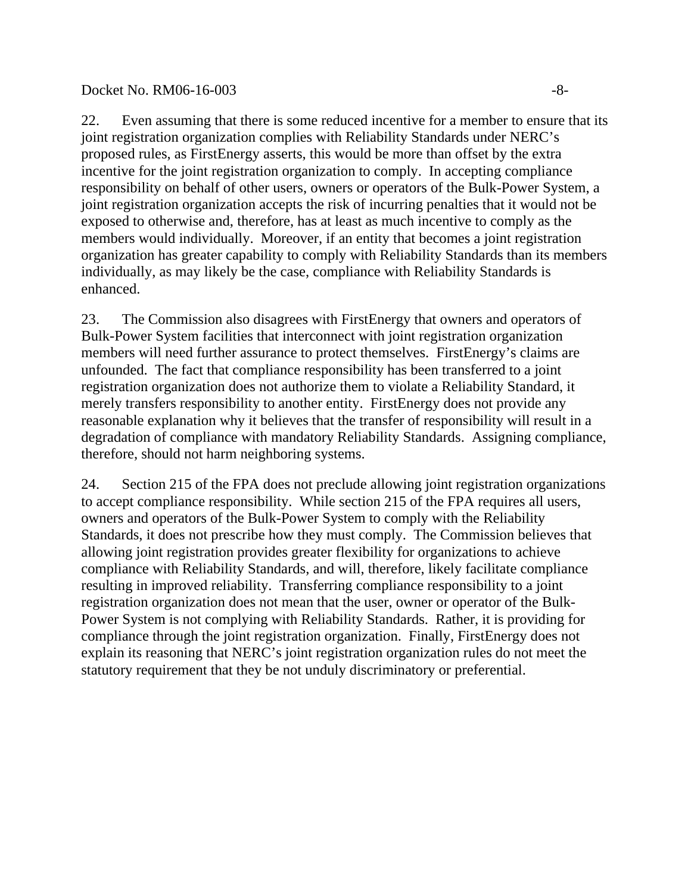22. Even assuming that there is some reduced incentive for a member to ensure that its joint registration organization complies with Reliability Standards under NERC's proposed rules, as FirstEnergy asserts, this would be more than offset by the extra incentive for the joint registration organization to comply. In accepting compliance responsibility on behalf of other users, owners or operators of the Bulk-Power System, a joint registration organization accepts the risk of incurring penalties that it would not be exposed to otherwise and, therefore, has at least as much incentive to comply as the members would individually. Moreover, if an entity that becomes a joint registration organization has greater capability to comply with Reliability Standards than its members individually, as may likely be the case, compliance with Reliability Standards is enhanced.

23. The Commission also disagrees with FirstEnergy that owners and operators of Bulk-Power System facilities that interconnect with joint registration organization members will need further assurance to protect themselves. FirstEnergy's claims are unfounded. The fact that compliance responsibility has been transferred to a joint registration organization does not authorize them to violate a Reliability Standard, it merely transfers responsibility to another entity. FirstEnergy does not provide any reasonable explanation why it believes that the transfer of responsibility will result in a degradation of compliance with mandatory Reliability Standards. Assigning compliance, therefore, should not harm neighboring systems.

24. Section 215 of the FPA does not preclude allowing joint registration organizations to accept compliance responsibility. While section 215 of the FPA requires all users, owners and operators of the Bulk-Power System to comply with the Reliability Standards, it does not prescribe how they must comply. The Commission believes that allowing joint registration provides greater flexibility for organizations to achieve compliance with Reliability Standards, and will, therefore, likely facilitate compliance resulting in improved reliability. Transferring compliance responsibility to a joint registration organization does not mean that the user, owner or operator of the Bulk-Power System is not complying with Reliability Standards. Rather, it is providing for compliance through the joint registration organization. Finally, FirstEnergy does not explain its reasoning that NERC's joint registration organization rules do not meet the statutory requirement that they be not unduly discriminatory or preferential.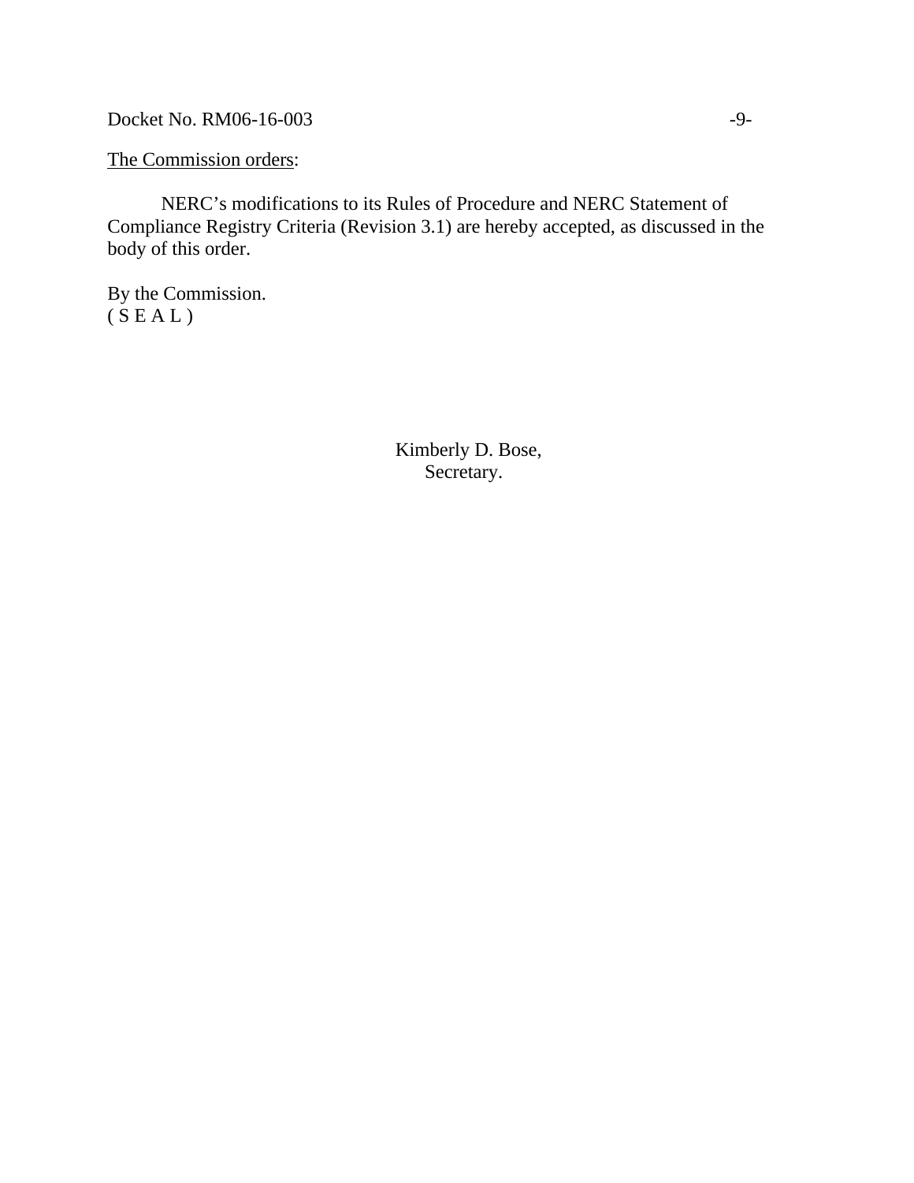The Commission orders:

NERC's modifications to its Rules of Procedure and NERC Statement of Compliance Registry Criteria (Revision 3.1) are hereby accepted, as discussed in the body of this order.

By the Commission.
( S E A L )

Kimberly D. Bose,
Secretary.